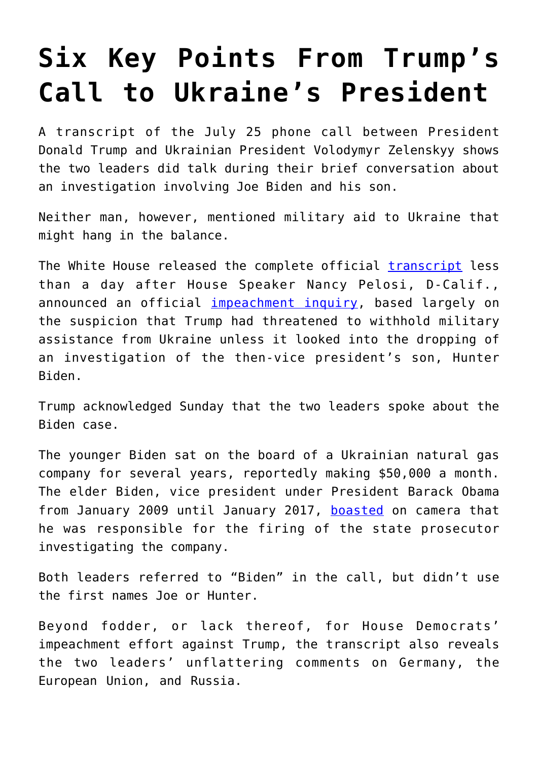# Six Key Points From Trump's Call to Ukraine's President

A transcript of the July 25 phone call between President Donald Trump and Ukrainian President Volodymyr Zelenskyy shows the two leaders did talk during their brief conversation about an investigation involving Joe Biden and his son.

Neither man, however, mentioned military aid to Ukraine that might hang in the balance.

The White House released the complete official transcript less than a day after House Speaker Nancy Pelosi, D-Calif., announced an official impeachment inquiry, based largely on the suspicion that Trump had threatened to withhold military assistance from Ukraine unless it looked into the dropping of an investigation of the then-vice president's son, Hunter Biden.

Trump acknowledged Sunday that the two leaders spoke about the Biden case.

The younger Biden sat on the board of a Ukrainian natural gas company for several years, reportedly making $50,000 a month. The elder Biden, vice president under President Barack Obama from January 2009 until January 2017, boasted on camera that he was responsible for the firing of the state prosecutor investigating the company.

Both leaders referred to "Biden" in the call, but didn't use the first names Joe or Hunter.

Beyond fodder, or lack thereof, for House Democrats' impeachment effort against Trump, the transcript also reveals the two leaders' unflattering comments on Germany, the European Union, and Russia.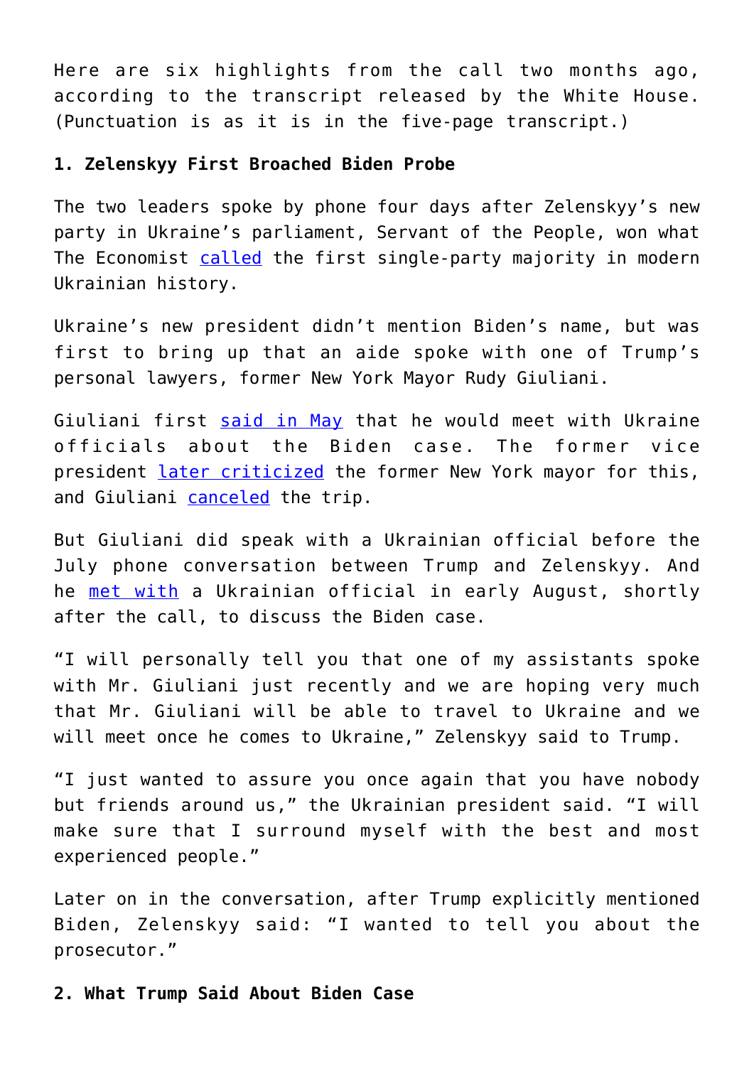Here are six highlights from the call two months ago, according to the transcript released by the White House. (Punctuation is as it is in the five-page transcript.)

**1. Zelenskyy First Broached Biden Probe**

The two leaders spoke by phone four days after Zelenskyy's new party in Ukraine's parliament, Servant of the People, won what The Economist called the first single-party majority in modern Ukrainian history.

Ukraine's new president didn't mention Biden's name, but was first to bring up that an aide spoke with one of Trump's personal lawyers, former New York Mayor Rudy Giuliani.

Giuliani first said in May that he would meet with Ukraine officials about the Biden case. The former vice president later criticized the former New York mayor for this, and Giuliani canceled the trip.

But Giuliani did speak with a Ukrainian official before the July phone conversation between Trump and Zelenskyy. And he met with a Ukrainian official in early August, shortly after the call, to discuss the Biden case.

"I will personally tell you that one of my assistants spoke with Mr. Giuliani just recently and we are hoping very much that Mr. Giuliani will be able to travel to Ukraine and we will meet once he comes to Ukraine," Zelenskyy said to Trump.

"I just wanted to assure you once again that you have nobody but friends around us," the Ukrainian president said. "I will make sure that I surround myself with the best and most experienced people."

Later on in the conversation, after Trump explicitly mentioned Biden, Zelenskyy said: "I wanted to tell you about the prosecutor."

**2. What Trump Said About Biden Case**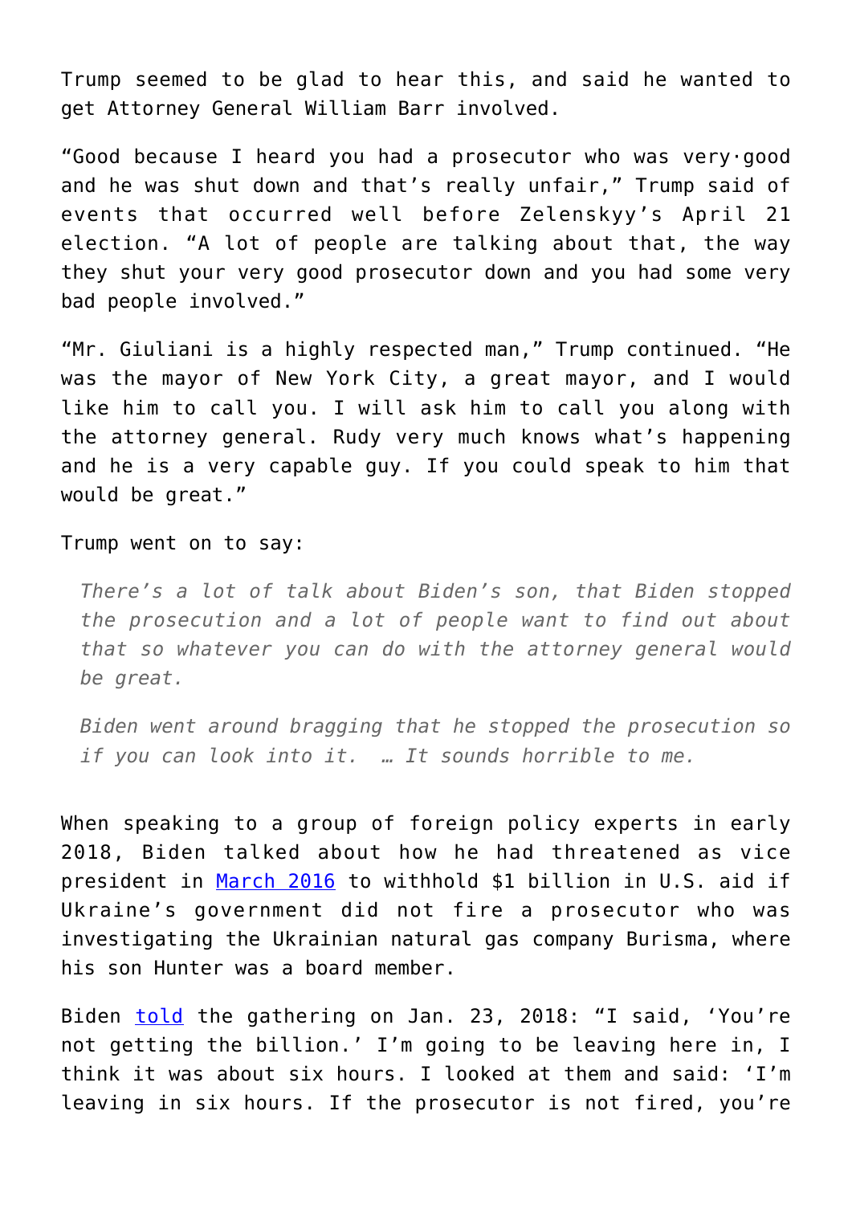Trump seemed to be glad to hear this, and said he wanted to get Attorney General William Barr involved.

"Good because I heard you had a prosecutor who was very·good and he was shut down and that's really unfair," Trump said of events that occurred well before Zelenskyy's April 21 election. "A lot of people are talking about that, the way they shut your very good prosecutor down and you had some very bad people involved."

"Mr. Giuliani is a highly respected man," Trump continued. "He was the mayor of New York City, a great mayor, and I would like him to call you. I will ask him to call you along with the attorney general. Rudy very much knows what's happening and he is a very capable guy. If you could speak to him that would be great."

Trump went on to say:

> *There's a lot of talk about Biden's son, that Biden stopped the prosecution and a lot of people want to find out about that so whatever you can do with the attorney general would be great.*
>
> *Biden went around bragging that he stopped the prosecution so if you can look into it. … It sounds horrible to me.*

When speaking to a group of foreign policy experts in early 2018, Biden talked about how he had threatened as vice president in [March 2016] to withhold $1 billion in U.S. aid if Ukraine's government did not fire a prosecutor who was investigating the Ukrainian natural gas company Burisma, where his son Hunter was a board member.

Biden [told] the gathering on Jan. 23, 2018: "I said, 'You're not getting the billion.' I'm going to be leaving here in, I think it was about six hours. I looked at them and said: 'I'm leaving in six hours. If the prosecutor is not fired, you're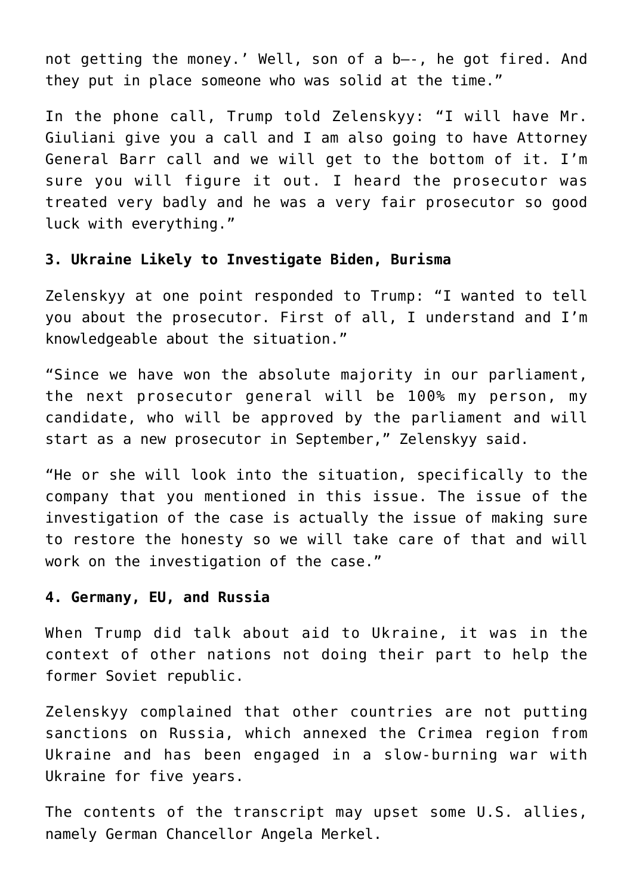not getting the money.’ Well, son of a b—-, he got fired. And they put in place someone who was solid at the time.”

In the phone call, Trump told Zelenskyy: “I will have Mr. Giuliani give you a call and I am also going to have Attorney General Barr call and we will get to the bottom of it. I’m sure you will figure it out. I heard the prosecutor was treated very badly and he was a very fair prosecutor so good luck with everything.”

**3. Ukraine Likely to Investigate Biden, Burisma**

Zelenskyy at one point responded to Trump: “I wanted to tell you about the prosecutor. First of all, I understand and I’m knowledgeable about the situation.”

“Since we have won the absolute majority in our parliament, the next prosecutor general will be 100% my person, my candidate, who will be approved by the parliament and will start as a new prosecutor in September,” Zelenskyy said.

“He or she will look into the situation, specifically to the company that you mentioned in this issue. The issue of the investigation of the case is actually the issue of making sure to restore the honesty so we will take care of that and will work on the investigation of the case.”

**4. Germany, EU, and Russia**

When Trump did talk about aid to Ukraine, it was in the context of other nations not doing their part to help the former Soviet republic.

Zelenskyy complained that other countries are not putting sanctions on Russia, which annexed the Crimea region from Ukraine and has been engaged in a slow-burning war with Ukraine for five years.

The contents of the transcript may upset some U.S. allies, namely German Chancellor Angela Merkel.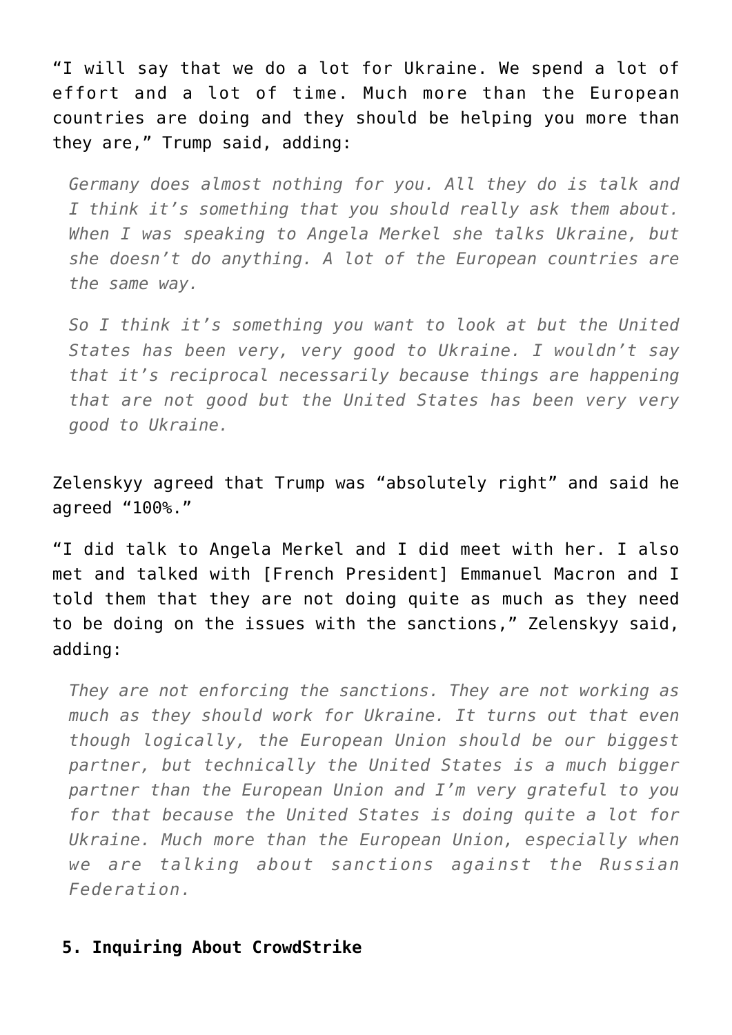"I will say that we do a lot for Ukraine. We spend a lot of effort and a lot of time. Much more than the European countries are doing and they should be helping you more than they are," Trump said, adding:

> *Germany does almost nothing for you. All they do is talk and I think it's something that you should really ask them about. When I was speaking to Angela Merkel she talks Ukraine, but she doesn't do anything. A lot of the European countries are the same way.*
>
> *So I think it's something you want to look at but the United States has been very, very good to Ukraine. I wouldn't say that it's reciprocal necessarily because things are happening that are not good but the United States has been very very good to Ukraine.*

Zelenskyy agreed that Trump was "absolutely right" and said he agreed "100%."

"I did talk to Angela Merkel and I did meet with her. I also met and talked with [French President] Emmanuel Macron and I told them that they are not doing quite as much as they need to be doing on the issues with the sanctions," Zelenskyy said, adding:

> *They are not enforcing the sanctions. They are not working as much as they should work for Ukraine. It turns out that even though logically, the European Union should be our biggest partner, but technically the United States is a much bigger partner than the European Union and I'm very grateful to you for that because the United States is doing quite a lot for Ukraine. Much more than the European Union, especially when we are talking about sanctions against the Russian Federation.*

### 5. Inquiring About CrowdStrike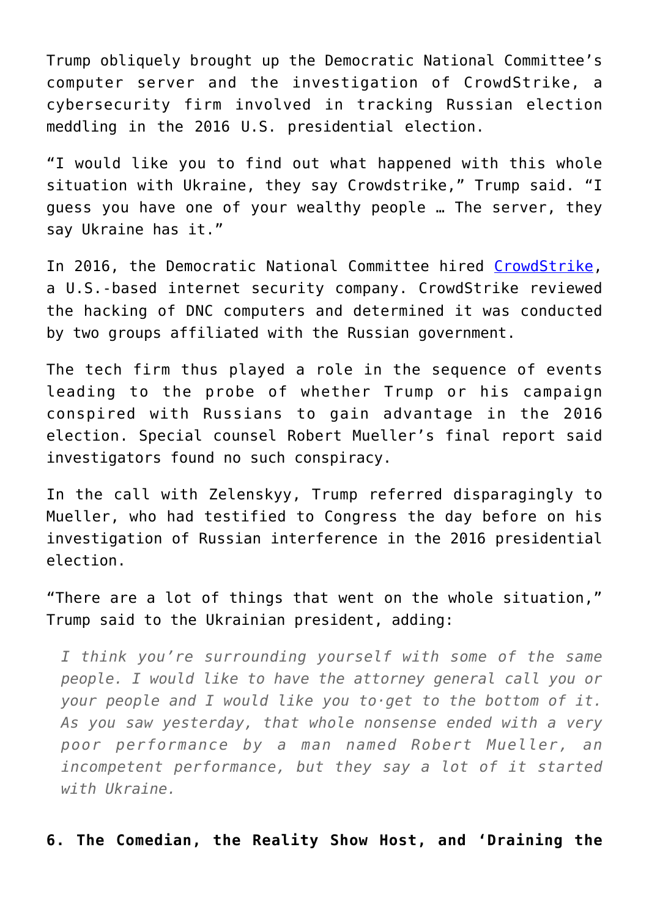Trump obliquely brought up the Democratic National Committee's computer server and the investigation of CrowdStrike, a cybersecurity firm involved in tracking Russian election meddling in the 2016 U.S. presidential election.

"I would like you to find out what happened with this whole situation with Ukraine, they say Crowdstrike," Trump said. "I guess you have one of your wealthy people … The server, they say Ukraine has it."

In 2016, the Democratic National Committee hired [CrowdStrike](), a U.S.-based internet security company. CrowdStrike reviewed the hacking of DNC computers and determined it was conducted by two groups affiliated with the Russian government.

The tech firm thus played a role in the sequence of events leading to the probe of whether Trump or his campaign conspired with Russians to gain advantage in the 2016 election. Special counsel Robert Mueller's final report said investigators found no such conspiracy.

In the call with Zelenskyy, Trump referred disparagingly to Mueller, who had testified to Congress the day before on his investigation of Russian interference in the 2016 presidential election.

"There are a lot of things that went on the whole situation," Trump said to the Ukrainian president, adding:

> *I think you're surrounding yourself with some of the same people. I would like to have the attorney general call you or your people and I would like you to·get to the bottom of it. As you saw yesterday, that whole nonsense ended with a very poor performance by a man named Robert Mueller, an incompetent performance, but they say a lot of it started with Ukraine.*

**6. The Comedian, the Reality Show Host, and 'Draining the**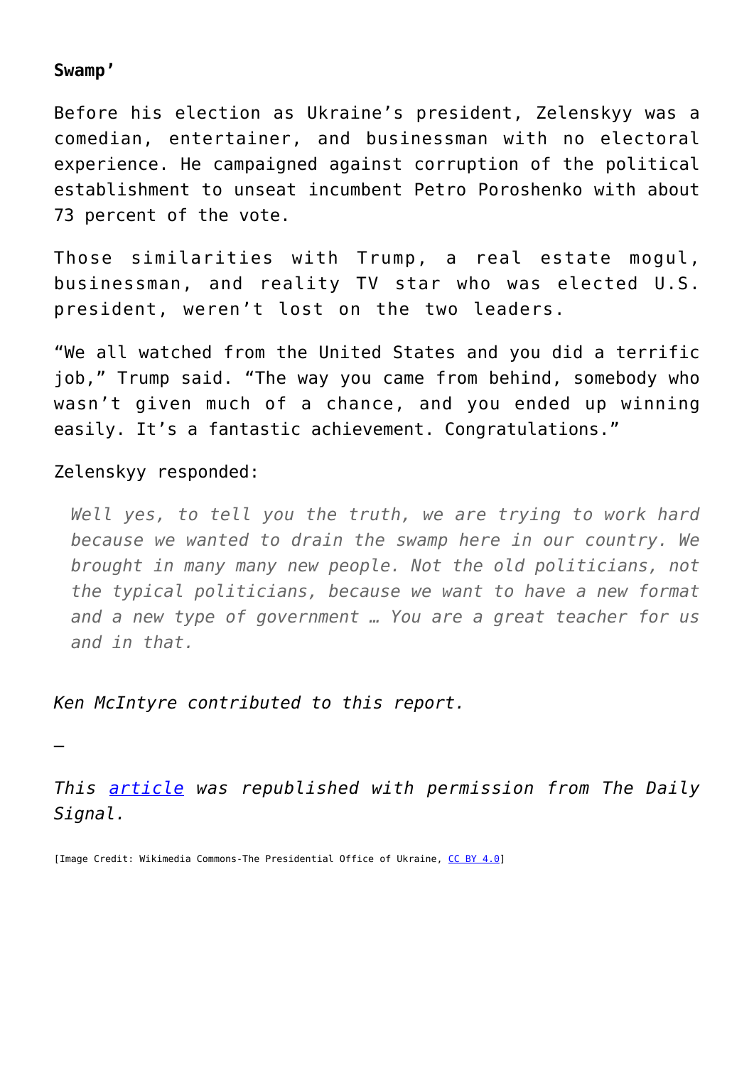**Swamp'**

Before his election as Ukraine's president, Zelenskyy was a comedian, entertainer, and businessman with no electoral experience. He campaigned against corruption of the political establishment to unseat incumbent Petro Poroshenko with about 73 percent of the vote.

Those similarities with Trump, a real estate mogul, businessman, and reality TV star who was elected U.S. president, weren't lost on the two leaders.

"We all watched from the United States and you did a terrific job," Trump said. "The way you came from behind, somebody who wasn't given much of a chance, and you ended up winning easily. It's a fantastic achievement. Congratulations."

Zelenskyy responded:

> *Well yes, to tell you the truth, we are trying to work hard because we wanted to drain the swamp here in our country. We brought in many many new people. Not the old politicians, not the typical politicians, because we want to have a new format and a new type of government … You are a great teacher for us and in that.*

*Ken McIntyre contributed to this report.*

—

*This [article](#) was republished with permission from The Daily Signal.*

[Image Credit: Wikimedia Commons-The Presidential Office of Ukraine, [CC BY 4.0](#)]